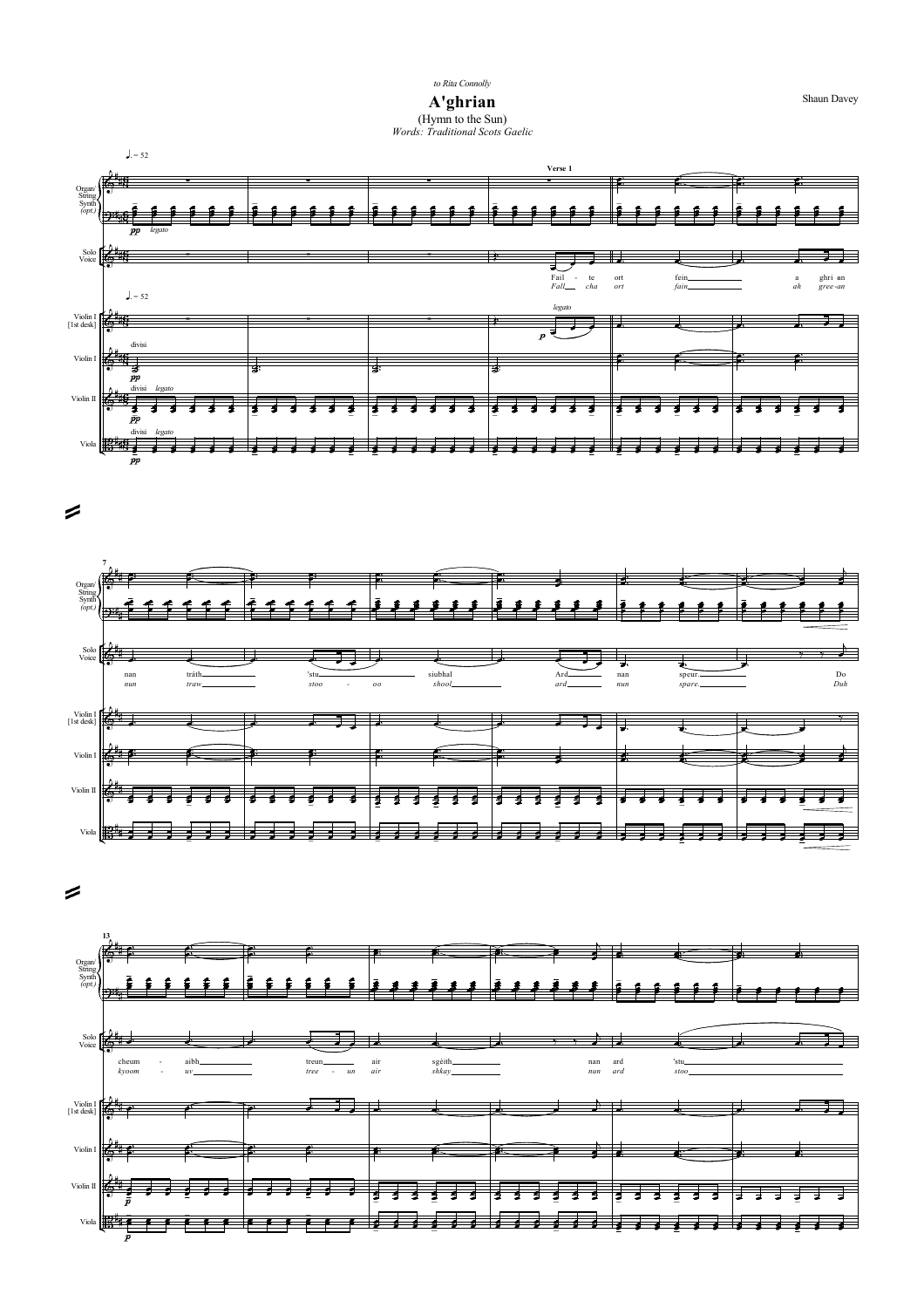*to Rita Connolly*

# A'ghrian

(Hymn to the Sun)

*Words: Traditional Scots Gaelic*

Shaun Davey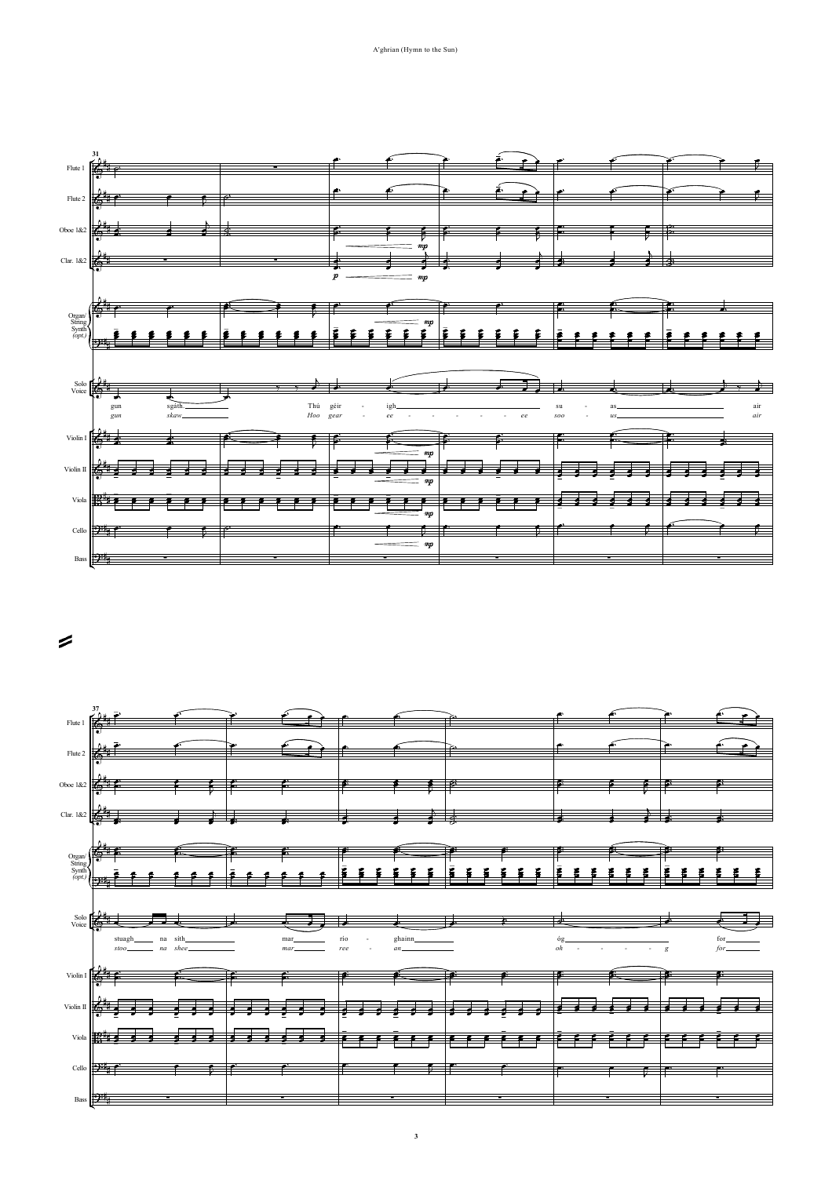31

Flute 1
Flute 2
Oboe 1&2
Clar. 1&2
Organ/ String Synth (opt.)
Solo Voice
Violin I
Violin II
Viola
Cello
Bass

*p* *mp*

gun sgàth Thú gèir - igh su - as air

*gun skaw Hoo gear - ee - - - - - - ee soo - us air*

37

Flute 1
Flute 2
Oboe 1&2
Clar. 1&2
Organ/ String Synth (opt.)
Solo Voice
Violin I
Violin II
Viola
Cello
Bass

stuagh na sìth mar rio - ghainn óg for

*stoo na shee mar ree - an oh - - - - - g for*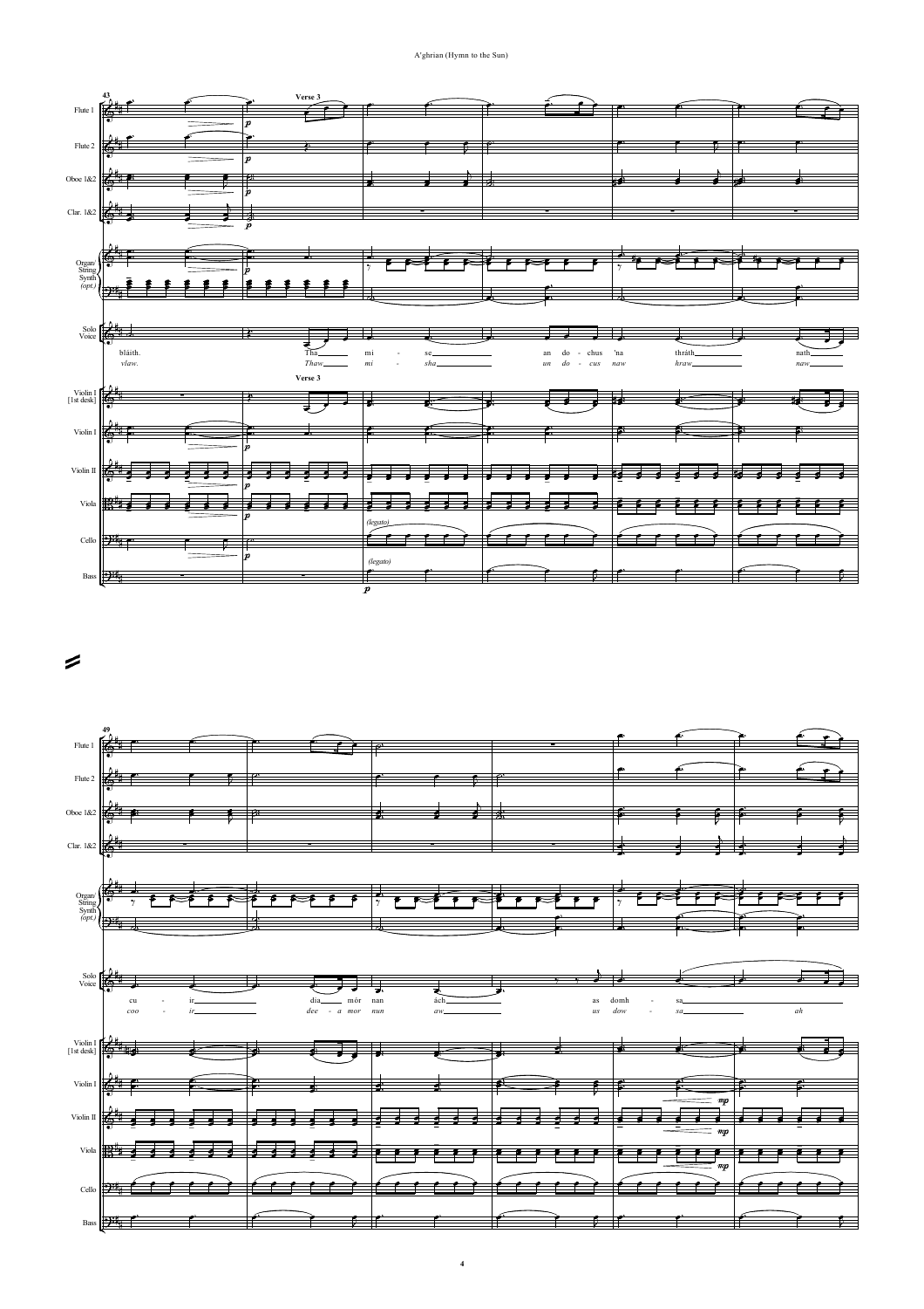**Verse 3**

bláith. Tha mi - se an do - chus 'na thràth nath

*vlaw. Thaw mi - sha un do - cus naw hraw naw*

cu - ir dia mòr nan àch as domh - sa

*coo - ir dee - a mor nun aw us dow - sa ah*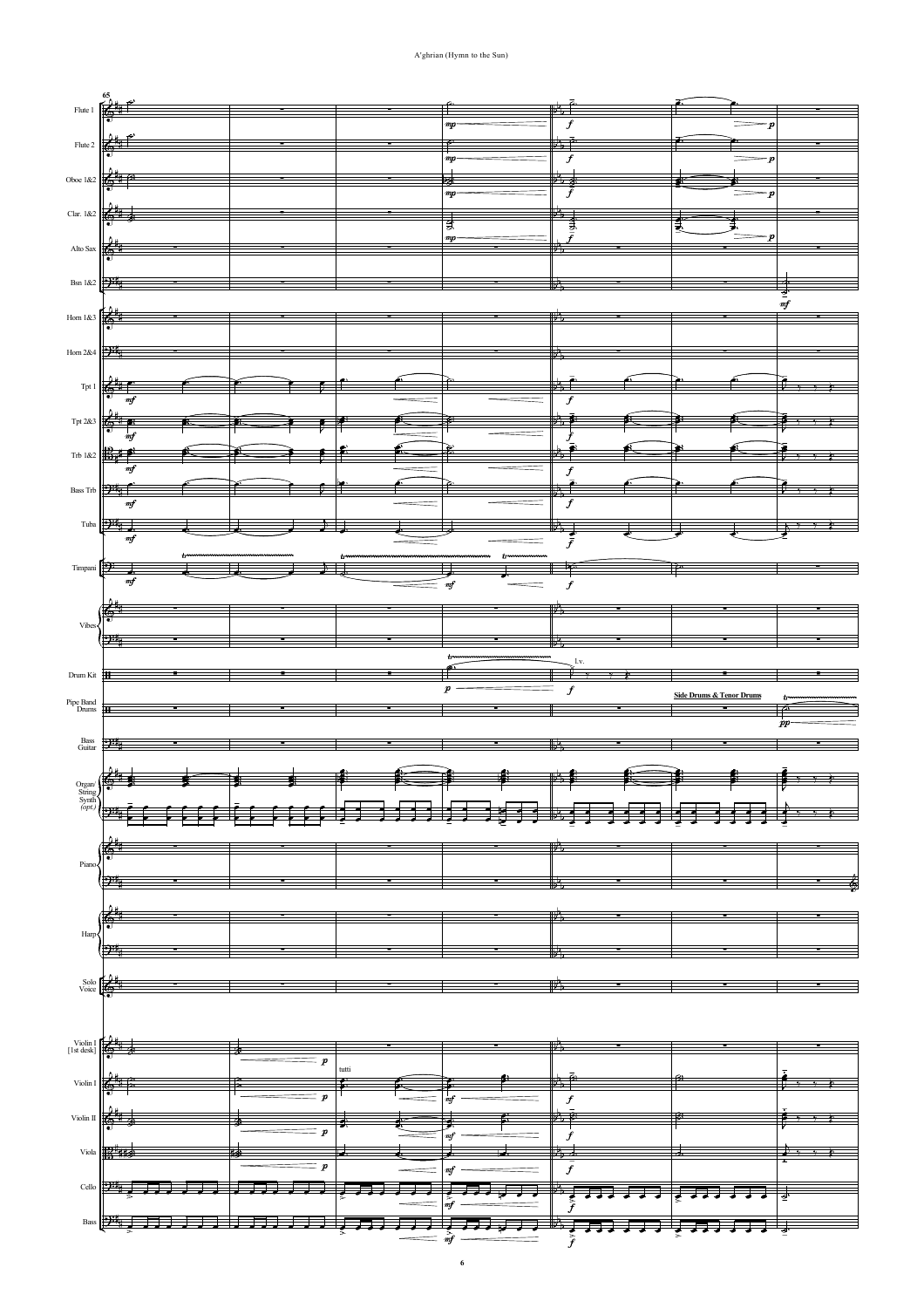65

Flute 1

Flute 2

Oboe 1&2

Clar. 1&2

Alto Sax

Bsn 1&2

Horn 1&3

Horn 2&4

Tpt 1

Tpt 2&3

Trb 1&2

Bass Trb

Tuba

Timpani

Vibes

Drum Kit

l.v.

Pipe Band Drums

**Side Drums & Tenor Drums**

Bass Guitar

Organ/ String Synth *(opt.)*

Piano

Harp

Solo Voice

Violin I [1st desk]

tutti

Violin I

Violin II

Viola

Cello

Bass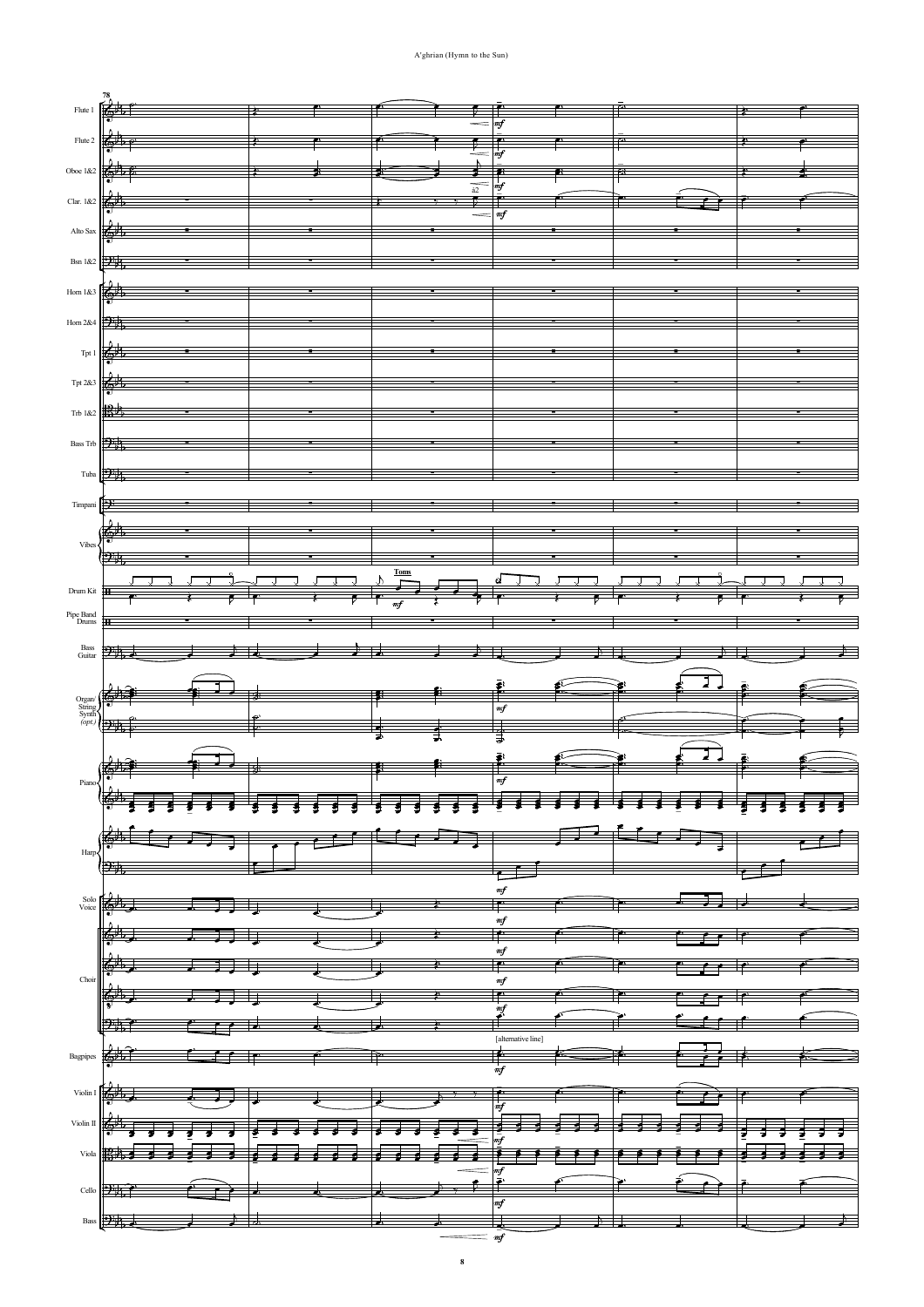78

Flute 1

Flute 2

Oboe 1&2

Clar. 1&2

Alto Sax

Bsn 1&2

Horn 1&3

Horn 2&4

Tpt 1

Tpt 2&3

Trb 1&2

Bass Trb

Tuba

Timpani

Vibes

Drum Kit

Toms

Pipe Band Drums

Bass Guitar

Organ/ String Synth (opt.)

Piano

Harp

Solo Voice

Choir

[alternative line]

Bagpipes

Violin I

Violin II

Viola

Cello

Bass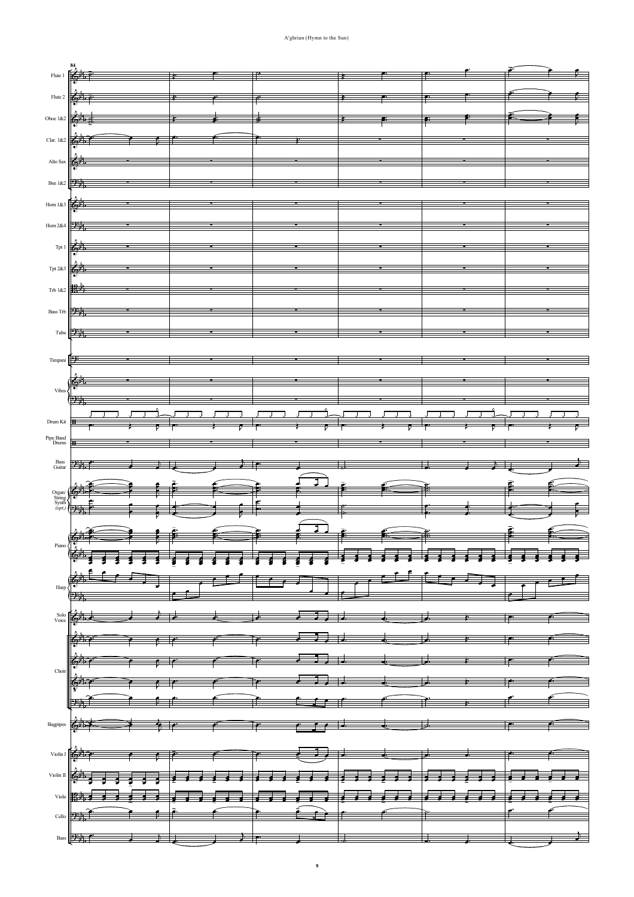84

Flute 1

Flute 2

Oboe 1&2

Clar. 1&2

Alto Sax

Bsn 1&2

Horn 1&3

Horn 2&4

Tpt 1

Tpt 2&3

Trb 1&2

Bass Trb

Tuba

Timpani

Vibes

Drum Kit

Pipe Band Drums

Bass Guitar

Organ/ String Synth (opt.)

Piano

Harp

Solo Voice

Choir

Bagpipes

Violin I

Violin II

Viola

Cello

Bass